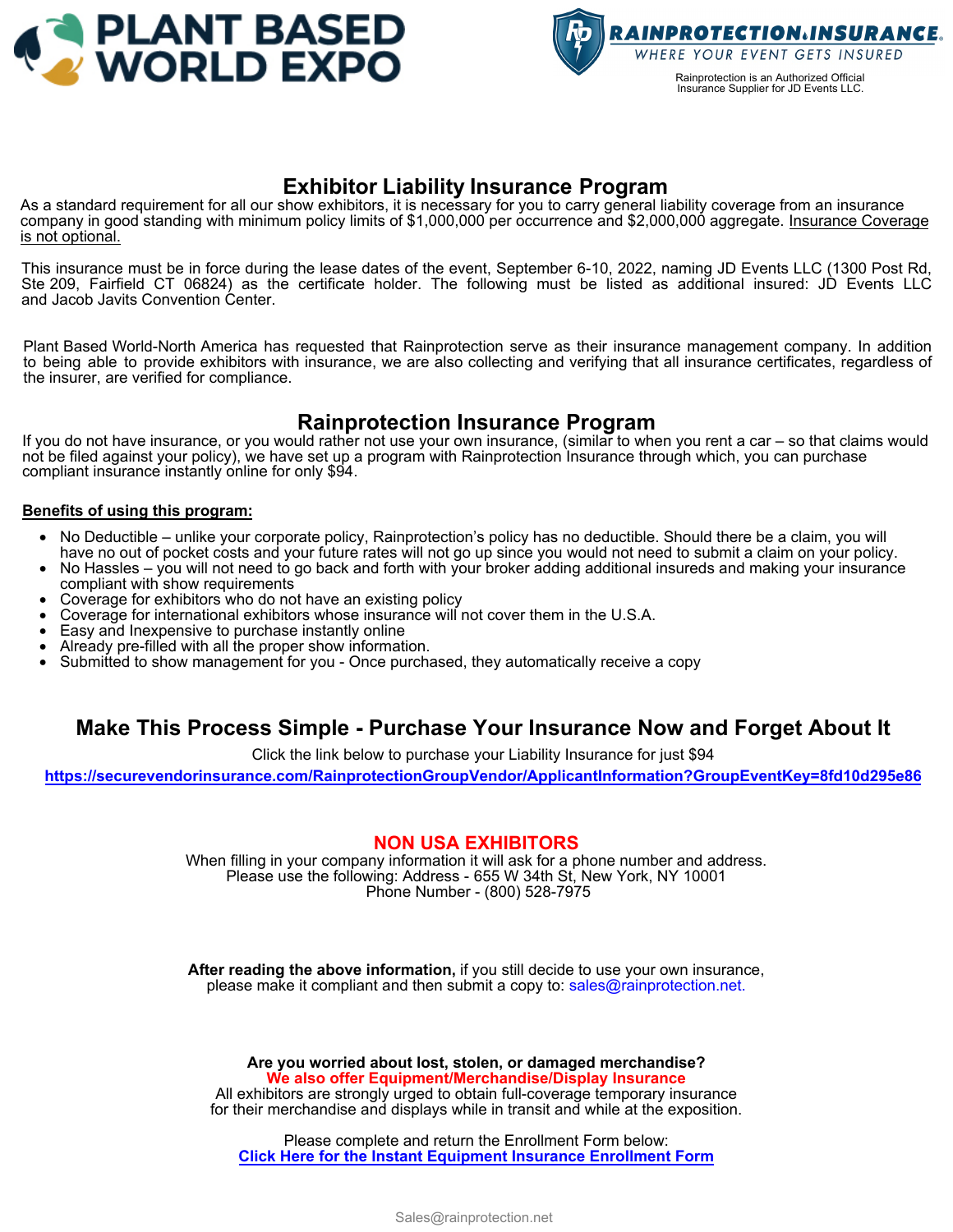# PLANT BASED WORLD EXPO

**RAINPROTECTION.INSURANCE**
WHERE YOUR EVENT GETS INSURED

Rainprotection is an Authorized Official Insurance Supplier for JD Events LLC.

## Exhibitor Liability Insurance Program

As a standard requirement for all our show exhibitors, it is necessary for you to carry general liability coverage from an insurance company in good standing with minimum policy limits of $1,000,000 per occurrence and $2,000,000 aggregate. Insurance Coverage is not optional.

This insurance must be in force during the lease dates of the event, September 6-10, 2022, naming JD Events LLC (1300 Post Rd, Ste 209, Fairfield CT 06824) as the certificate holder. The following must be listed as additional insured: JD Events LLC and Jacob Javits Convention Center.

Plant Based World-North America has requested that Rainprotection serve as their insurance management company. In addition to being able to provide exhibitors with insurance, we are also collecting and verifying that all insurance certificates, regardless of the insurer, are verified for compliance.

## Rainprotection Insurance Program

If you do not have insurance, or you would rather not use your own insurance, (similar to when you rent a car – so that claims would not be filed against your policy), we have set up a program with Rainprotection Insurance through which, you can purchase compliant insurance instantly online for only $94.

**Benefits of using this program:**

- No Deductible – unlike your corporate policy, Rainprotection's policy has no deductible. Should there be a claim, you will have no out of pocket costs and your future rates will not go up since you would not need to submit a claim on your policy.
- No Hassles – you will not need to go back and forth with your broker adding additional insureds and making your insurance compliant with show requirements
- Coverage for exhibitors who do not have an existing policy
- Coverage for international exhibitors whose insurance will not cover them in the U.S.A.
- Easy and Inexpensive to purchase instantly online
- Already pre-filled with all the proper show information.
- Submitted to show management for you - Once purchased, they automatically receive a copy

## Make This Process Simple - Purchase Your Insurance Now and Forget About It

Click the link below to purchase your Liability Insurance for just $94

**https://securevendorinsurance.com/RainprotectionGroupVendor/ApplicantInformation?GroupEventKey=8fd10d295e86**

## NON USA EXHIBITORS

When filling in your company information it will ask for a phone number and address.
Please use the following: Address - 655 W 34th St, New York, NY 10001
Phone Number - (800) 528-7975

**After reading the above information,** if you still decide to use your own insurance, please make it compliant and then submit a copy to: sales@rainprotection.net.

**Are you worried about lost, stolen, or damaged merchandise?**
**We also offer Equipment/Merchandise/Display Insurance**
All exhibitors are strongly urged to obtain full-coverage temporary insurance for their merchandise and displays while in transit and while at the exposition.

Please complete and return the Enrollment Form below:
**Click Here for the Instant Equipment Insurance Enrollment Form**

Sales@rainprotection.net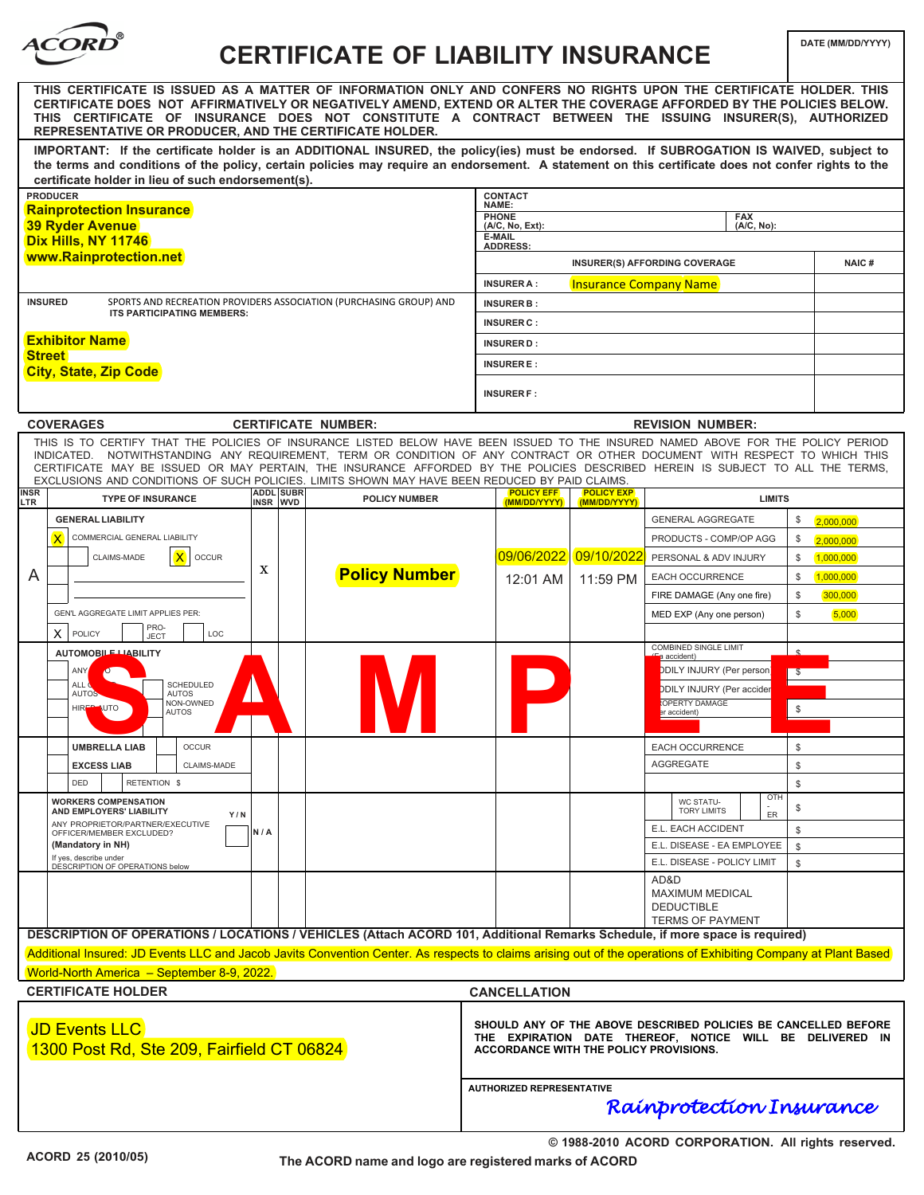# CERTIFICATE OF LIABILITY INSURANCE

DATE (MM/DD/YYYY)

**THIS CERTIFICATE IS ISSUED AS A MATTER OF INFORMATION ONLY AND CONFERS NO RIGHTS UPON THE CERTIFICATE HOLDER. THIS CERTIFICATE DOES NOT AFFIRMATIVELY OR NEGATIVELY AMEND, EXTEND OR ALTER THE COVERAGE AFFORDED BY THE POLICIES BELOW. THIS CERTIFICATE OF INSURANCE DOES NOT CONSTITUTE A CONTRACT BETWEEN THE ISSUING INSURER(S), AUTHORIZED REPRESENTATIVE OR PRODUCER, AND THE CERTIFICATE HOLDER.**

**IMPORTANT: If the certificate holder is an ADDITIONAL INSURED, the policy(ies) must be endorsed. If SUBROGATION IS WAIVED, subject to the terms and conditions of the policy, certain policies may require an endorsement. A statement on this certificate does not confer rights to the certificate holder in lieu of such endorsement(s).**

| PRODUCER | | |
|---|---|---|
| Rainprotection Insurance<br>39 Ryder Avenue<br>Dix Hills, NY 11746<br>www.Rainprotection.net | CONTACT NAME:<br>PHONE (A/C, No, Ext):<br>FAX (A/C, No):<br>E-MAIL ADDRESS: | |
| | INSURER(S) AFFORDING COVERAGE | NAIC # |
| | INSURER A : Insurance Company Name | |
| INSURED | INSURER B : | |
| SPORTS AND RECREATION PROVIDERS ASSOCIATION (PURCHASING GROUP) AND ITS PARTICIPATING MEMBERS: | INSURER C : | |
| Exhibitor Name<br>Street<br>City, State, Zip Code | INSURER D : | |
| | INSURER E : | |
| | INSURER F : | |

**COVERAGES** **CERTIFICATE NUMBER:** **REVISION NUMBER:**

THIS IS TO CERTIFY THAT THE POLICIES OF INSURANCE LISTED BELOW HAVE BEEN ISSUED TO THE INSURED NAMED ABOVE FOR THE POLICY PERIOD INDICATED. NOTWITHSTANDING ANY REQUIREMENT, TERM OR CONDITION OF ANY CONTRACT OR OTHER DOCUMENT WITH RESPECT TO WHICH THIS CERTIFICATE MAY BE ISSUED OR MAY PERTAIN, THE INSURANCE AFFORDED BY THE POLICIES DESCRIBED HEREIN IS SUBJECT TO ALL THE TERMS, EXCLUSIONS AND CONDITIONS OF SUCH POLICIES. LIMITS SHOWN MAY HAVE BEEN REDUCED BY PAID CLAIMS.

| INSR LTR | TYPE OF INSURANCE | ADDL INSR | SUBR WVD | POLICY NUMBER | POLICY EFF (MM/DD/YYYY) | POLICY EXP (MM/DD/YYYY) | LIMITS | |
|---|---|---|---|---|---|---|---|---|
| A | GENERAL LIABILITY<br>X COMMERCIAL GENERAL LIABILITY<br>CLAIMS-MADE X OCCUR<br>GEN'L AGGREGATE LIMIT APPLIES PER:<br>X POLICY / PRO-JECT / LOC | X | | Policy Number | 09/06/2022 12:01 AM | 09/10/2022 11:59 PM | GENERAL AGGREGATE | $ 2,000,000 |
| | | | | | | | PRODUCTS - COMP/OP AGG | $ 2,000,000 |
| | | | | | | | PERSONAL & ADV INJURY | $ 1,000,000 |
| | | | | | | | EACH OCCURRENCE | $ 1,000,000 |
| | | | | | | | FIRE DAMAGE (Any one fire) | $ 300,000 |
| | | | | | | | MED EXP (Any one person) | $ 5,000 |
| | AUTOMOBILE LIABILITY<br>ANY AUTO<br>ALL OWNED AUTOS / SCHEDULED AUTOS<br>HIRED AUTO / NON-OWNED AUTOS | | | | | | COMBINED SINGLE LIMIT (Ea accident) | $ |
| | | | | | | | BODILY INJURY (Per person) | $ |
| | | | | | | | BODILY INJURY (Per accident) | $ |
| | | | | | | | PROPERTY DAMAGE (Per accident) | $ |
| | UMBRELLA LIAB / OCCUR<br>EXCESS LIAB / CLAIMS-MADE<br>DED / RETENTION $ | | | | | | EACH OCCURRENCE | $ |
| | | | | | | | AGGREGATE | $ |
| | | | | | | | | $ |
| | WORKERS COMPENSATION AND EMPLOYERS' LIABILITY Y/N<br>ANY PROPRIETOR/PARTNER/EXECUTIVE OFFICER/MEMBER EXCLUDED? (Mandatory in NH)<br>If yes, describe under DESCRIPTION OF OPERATIONS below | N / A | | | | | WC STATUTORY LIMITS / OTHER | $ |
| | | | | | | | E.L. EACH ACCIDENT | $ |
| | | | | | | | E.L. DISEASE - EA EMPLOYEE | $ |
| | | | | | | | E.L. DISEASE - POLICY LIMIT | $ |
| | | | | | | | AD&D<br>MAXIMUM MEDICAL<br>DEDUCTIBLE<br>TERMS OF PAYMENT | |

**DESCRIPTION OF OPERATIONS / LOCATIONS / VEHICLES (Attach ACORD 101, Additional Remarks Schedule, if more space is required)**

Additional Insured: JD Events LLC and Jacob Javits Convention Center. As respects to claims arising out of the operations of Exhibiting Company at Plant Based World-North America – September 8-9, 2022.

| CERTIFICATE HOLDER | CANCELLATION |
|---|---|
| JD Events LLC<br>1300 Post Rd, Ste 209, Fairfield CT 06824 | **SHOULD ANY OF THE ABOVE DESCRIBED POLICIES BE CANCELLED BEFORE THE EXPIRATION DATE THEREOF, NOTICE WILL BE DELIVERED IN ACCORDANCE WITH THE POLICY PROVISIONS.** |
| | AUTHORIZED REPRESENTATIVE<br>*Rainprotection Insurance* |

© 1988-2010 ACORD CORPORATION. All rights reserved.

ACORD 25 (2010/05)

The ACORD name and logo are registered marks of ACORD